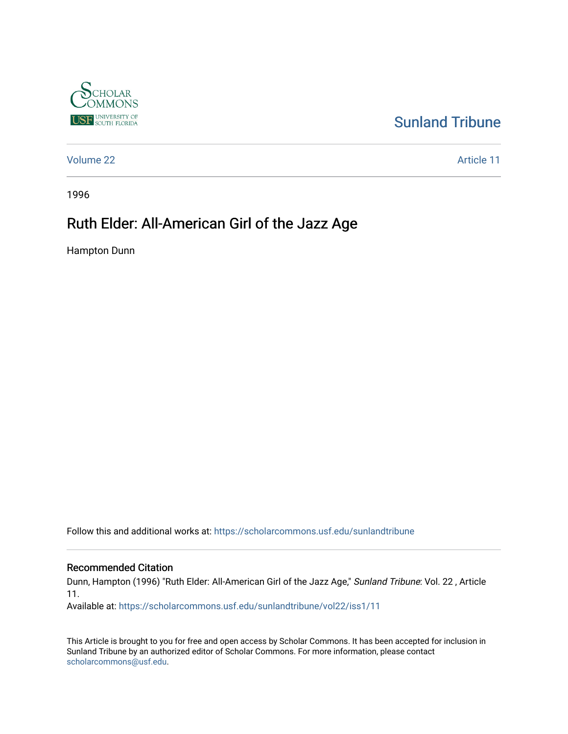Sunland Tribune

Volume 22 | Article 11

1996

# Ruth Elder: All-American Girl of the Jazz Age

Hampton Dunn

Follow this and additional works at: https://scholarcommons.usf.edu/sunlandtribune

## Recommended Citation

Dunn, Hampton (1996) "Ruth Elder: All-American Girl of the Jazz Age," *Sunland Tribune*: Vol. 22 , Article 11.

Available at: https://scholarcommons.usf.edu/sunlandtribune/vol22/iss1/11

This Article is brought to you for free and open access by Scholar Commons. It has been accepted for inclusion in Sunland Tribune by an authorized editor of Scholar Commons. For more information, please contact scholarcommons@usf.edu.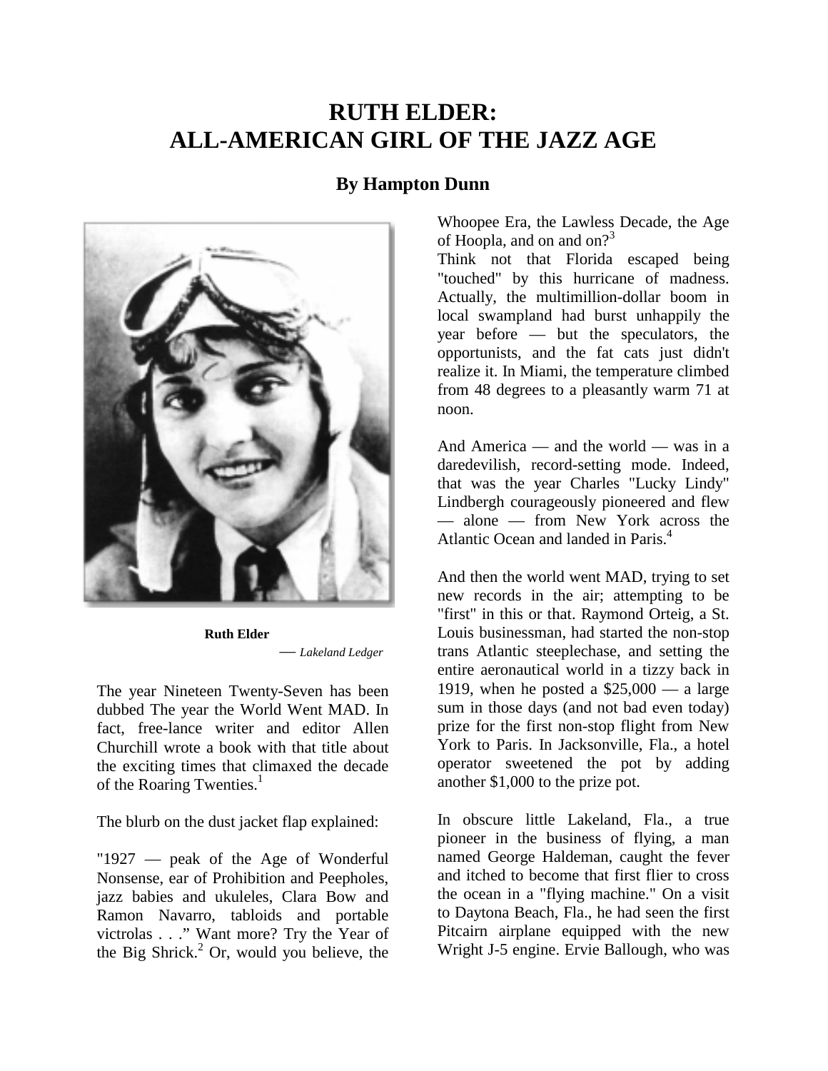# RUTH ELDER: ALL-AMERICAN GIRL OF THE JAZZ AGE

## By Hampton Dunn

Ruth Elder
— *Lakeland Ledger*

The year Nineteen Twenty-Seven has been dubbed The year the World Went MAD. In fact, free-lance writer and editor Allen Churchill wrote a book with that title about the exciting times that climaxed the decade of the Roaring Twenties.[1]

The blurb on the dust jacket flap explained:

"1927 — peak of the Age of Wonderful Nonsense, ear of Prohibition and Peepholes, jazz babies and ukuleles, Clara Bow and Ramon Navarro, tabloids and portable victrolas . . ." Want more? Try the Year of the Big Shrick.[2] Or, would you believe, the Whoopee Era, the Lawless Decade, the Age of Hoopla, and on and on?[3]

Think not that Florida escaped being "touched" by this hurricane of madness. Actually, the multimillion-dollar boom in local swampland had burst unhappily the year before — but the speculators, the opportunists, and the fat cats just didn't realize it. In Miami, the temperature climbed from 48 degrees to a pleasantly warm 71 at noon.

And America — and the world — was in a daredevilish, record-setting mode. Indeed, that was the year Charles "Lucky Lindy" Lindbergh courageously pioneered and flew — alone — from New York across the Atlantic Ocean and landed in Paris.[4]

And then the world went MAD, trying to set new records in the air; attempting to be "first" in this or that. Raymond Orteig, a St. Louis businessman, had started the non-stop trans Atlantic steeplechase, and setting the entire aeronautical world in a tizzy back in 1919, when he posted a $25,000 — a large sum in those days (and not bad even today) prize for the first non-stop flight from New York to Paris. In Jacksonville, Fla., a hotel operator sweetened the pot by adding another $1,000 to the prize pot.

In obscure little Lakeland, Fla., a true pioneer in the business of flying, a man named George Haldeman, caught the fever and itched to become that first flier to cross the ocean in a "flying machine." On a visit to Daytona Beach, Fla., he had seen the first Pitcairn airplane equipped with the new Wright J-5 engine. Ervie Ballough, who was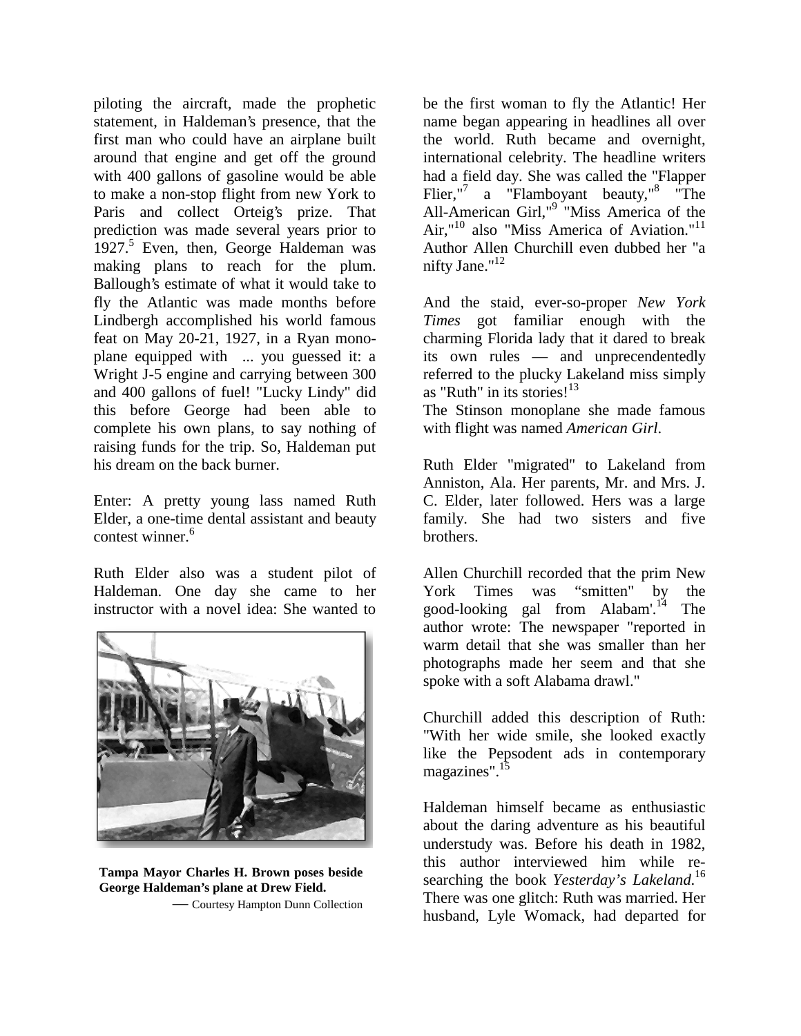piloting the aircraft, made the prophetic statement, in Haldeman's presence, that the first man who could have an airplane built around that engine and get off the ground with 400 gallons of gasoline would be able to make a non-stop flight from new York to Paris and collect Orteig's prize. That prediction was made several years prior to 1927.[5] Even, then, George Haldeman was making plans to reach for the plum. Ballough's estimate of what it would take to fly the Atlantic was made months before Lindbergh accomplished his world famous feat on May 20-21, 1927, in a Ryan monoplane equipped with ... you guessed it: a Wright J-5 engine and carrying between 300 and 400 gallons of fuel! "Lucky Lindy" did this before George had been able to complete his own plans, to say nothing of raising funds for the trip. So, Haldeman put his dream on the back burner.

Enter: A pretty young lass named Ruth Elder, a one-time dental assistant and beauty contest winner.[6]

Ruth Elder also was a student pilot of Haldeman. One day she came to her instructor with a novel idea: She wanted to be the first woman to fly the Atlantic! Her name began appearing in headlines all over the world. Ruth became and overnight, international celebrity. The headline writers had a field day. She was called the "Flapper Flier,"[7] a "Flamboyant beauty,"[8] "The All-American Girl,"[9] "Miss America of the Air,"[10] also "Miss America of Aviation."[11] Author Allen Churchill even dubbed her "a nifty Jane."[12]

**Tampa Mayor Charles H. Brown poses beside George Haldeman's plane at Drew Field.**
— Courtesy Hampton Dunn Collection

And the staid, ever-so-proper *New York Times* got familiar enough with the charming Florida lady that it dared to break its own rules — and unprecendentedly referred to the plucky Lakeland miss simply as "Ruth" in its stories![13]
The Stinson monoplane she made famous with flight was named *American Girl*.

Ruth Elder "migrated" to Lakeland from Anniston, Ala. Her parents, Mr. and Mrs. J. C. Elder, later followed. Hers was a large family. She had two sisters and five brothers.

Allen Churchill recorded that the prim New York Times was "smitten" by the good-looking gal from Alabam'.[14] The author wrote: The newspaper "reported in warm detail that she was smaller than her photographs made her seem and that she spoke with a soft Alabama drawl."

Churchill added this description of Ruth: "With her wide smile, she looked exactly like the Pepsodent ads in contemporary magazines".[15]

Haldeman himself became as enthusiastic about the daring adventure as his beautiful understudy was. Before his death in 1982, this author interviewed him while re-searching the book *Yesterday's Lakeland.*[16] There was one glitch: Ruth was married. Her husband, Lyle Womack, had departed for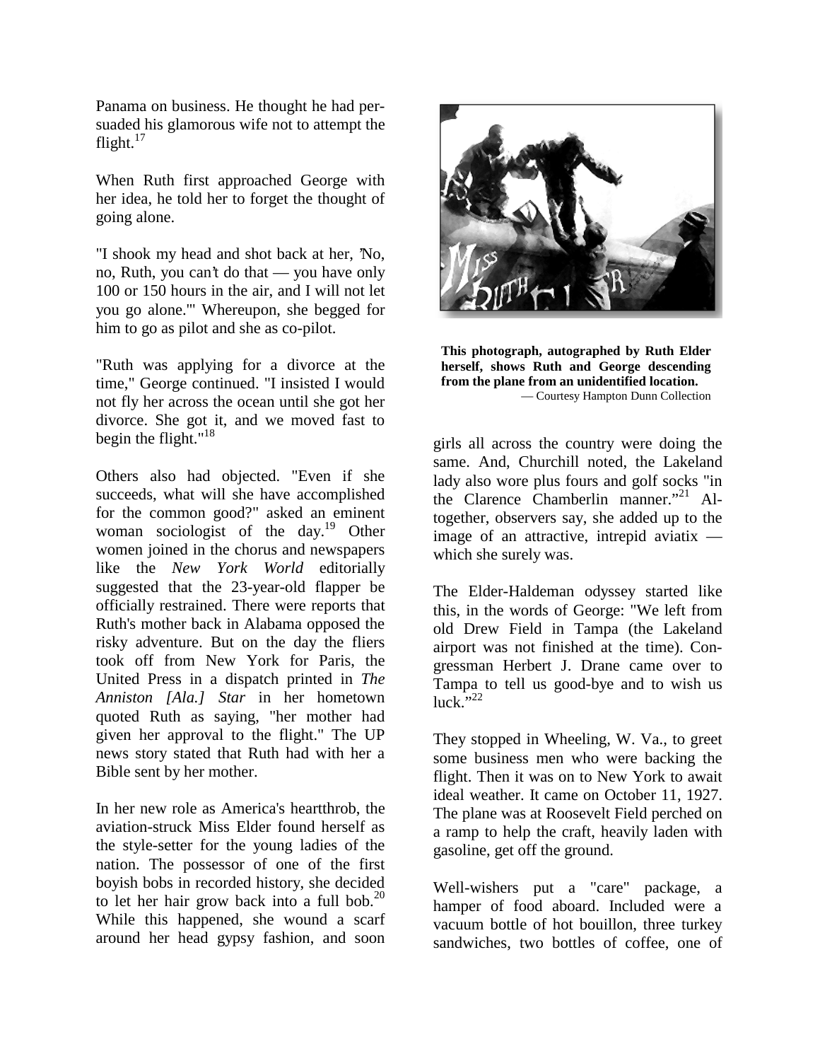Panama on business. He thought he had persuaded his glamorous wife not to attempt the flight.[17]

When Ruth first approached George with her idea, he told her to forget the thought of going alone.

"I shook my head and shot back at her, 'No, no, Ruth, you can't do that — you have only 100 or 150 hours in the air, and I will not let you go alone.'" Whereupon, she begged for him to go as pilot and she as co-pilot.

"Ruth was applying for a divorce at the time," George continued. "I insisted I would not fly her across the ocean until she got her divorce. She got it, and we moved fast to begin the flight."[18]

Others also had objected. "Even if she succeeds, what will she have accomplished for the common good?" asked an eminent woman sociologist of the day.[19] Other women joined in the chorus and newspapers like the *New York World* editorially suggested that the 23-year-old flapper be officially restrained. There were reports that Ruth's mother back in Alabama opposed the risky adventure. But on the day the fliers took off from New York for Paris, the United Press in a dispatch printed in *The Anniston [Ala.] Star* in her hometown quoted Ruth as saying, "her mother had given her approval to the flight." The UP news story stated that Ruth had with her a Bible sent by her mother.

In her new role as America's heartthrob, the aviation-struck Miss Elder found herself as the style-setter for the young ladies of the nation. The possessor of one of the first boyish bobs in recorded history, she decided to let her hair grow back into a full bob.[20] While this happened, she wound a scarf around her head gypsy fashion, and soon girls all across the country were doing the same. And, Churchill noted, the Lakeland lady also wore plus fours and golf socks "in the Clarence Chamberlin manner."[21] Altogether, observers say, she added up to the image of an attractive, intrepid aviatix — which she surely was.

**This photograph, autographed by Ruth Elder herself, shows Ruth and George descending from the plane from an unidentified location.**
— Courtesy Hampton Dunn Collection

The Elder-Haldeman odyssey started like this, in the words of George: "We left from old Drew Field in Tampa (the Lakeland airport was not finished at the time). Congressman Herbert J. Drane came over to Tampa to tell us good-bye and to wish us luck."[22]

They stopped in Wheeling, W. Va., to greet some business men who were backing the flight. Then it was on to New York to await ideal weather. It came on October 11, 1927. The plane was at Roosevelt Field perched on a ramp to help the craft, heavily laden with gasoline, get off the ground.

Well-wishers put a "care" package, a hamper of food aboard. Included were a vacuum bottle of hot bouillon, three turkey sandwiches, two bottles of coffee, one of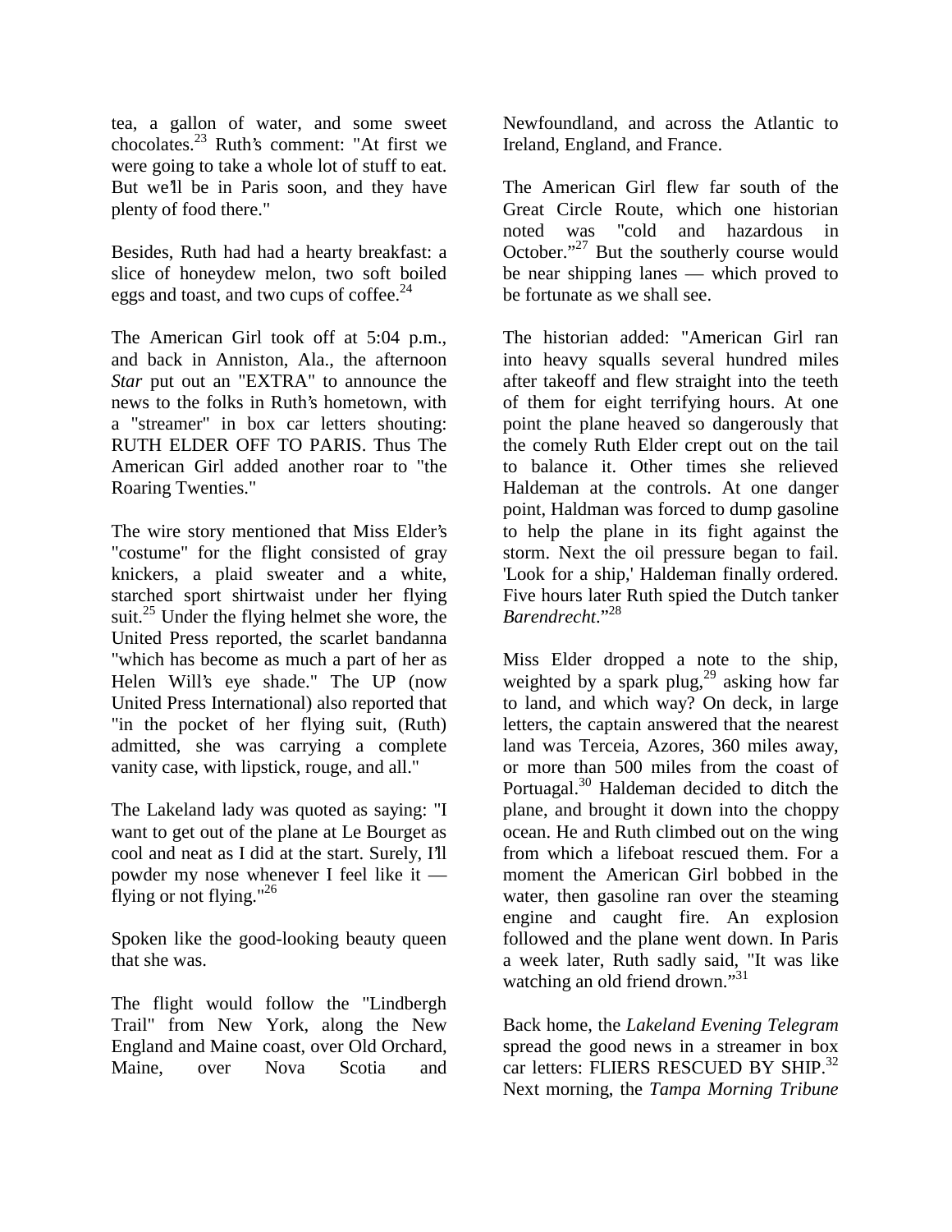tea, a gallon of water, and some sweet chocolates.[23] Ruth's comment: "At first we were going to take a whole lot of stuff to eat. But we'll be in Paris soon, and they have plenty of food there."

Besides, Ruth had had a hearty breakfast: a slice of honeydew melon, two soft boiled eggs and toast, and two cups of coffee.[24]

The American Girl took off at 5:04 p.m., and back in Anniston, Ala., the afternoon *Star* put out an "EXTRA" to announce the news to the folks in Ruth's hometown, with a "streamer" in box car letters shouting: RUTH ELDER OFF TO PARIS. Thus The American Girl added another roar to "the Roaring Twenties."

The wire story mentioned that Miss Elder's "costume" for the flight consisted of gray knickers, a plaid sweater and a white, starched sport shirtwaist under her flying suit.[25] Under the flying helmet she wore, the United Press reported, the scarlet bandanna "which has become as much a part of her as Helen Will's eye shade." The UP (now United Press International) also reported that "in the pocket of her flying suit, (Ruth) admitted, she was carrying a complete vanity case, with lipstick, rouge, and all."

The Lakeland lady was quoted as saying: "I want to get out of the plane at Le Bourget as cool and neat as I did at the start. Surely, I'll powder my nose whenever I feel like it — flying or not flying."[26]

Spoken like the good-looking beauty queen that she was.

The flight would follow the "Lindbergh Trail" from New York, along the New England and Maine coast, over Old Orchard, Maine, over Nova Scotia and Newfoundland, and across the Atlantic to Ireland, England, and France.

The American Girl flew far south of the Great Circle Route, which one historian noted was "cold and hazardous in October."[27] But the southerly course would be near shipping lanes — which proved to be fortunate as we shall see.

The historian added: "American Girl ran into heavy squalls several hundred miles after takeoff and flew straight into the teeth of them for eight terrifying hours. At one point the plane heaved so dangerously that the comely Ruth Elder crept out on the tail to balance it. Other times she relieved Haldeman at the controls. At one danger point, Haldman was forced to dump gasoline to help the plane in its fight against the storm. Next the oil pressure began to fail. 'Look for a ship,' Haldeman finally ordered. Five hours later Ruth spied the Dutch tanker *Barendrecht*."[28]

Miss Elder dropped a note to the ship, weighted by a spark plug,[29] asking how far to land, and which way? On deck, in large letters, the captain answered that the nearest land was Terceia, Azores, 360 miles away, or more than 500 miles from the coast of Portuagal.[30] Haldeman decided to ditch the plane, and brought it down into the choppy ocean. He and Ruth climbed out on the wing from which a lifeboat rescued them. For a moment the American Girl bobbed in the water, then gasoline ran over the steaming engine and caught fire. An explosion followed and the plane went down. In Paris a week later, Ruth sadly said, "It was like watching an old friend drown."[31]

Back home, the *Lakeland Evening Telegram* spread the good news in a streamer in box car letters: FLIERS RESCUED BY SHIP.[32] Next morning, the *Tampa Morning Tribune*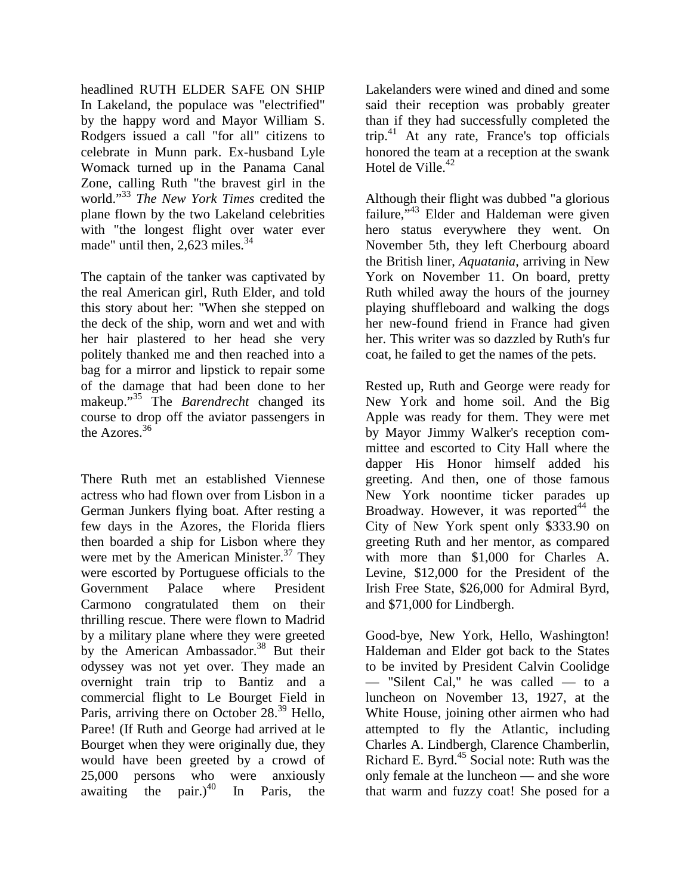headlined RUTH ELDER SAFE ON SHIP In Lakeland, the populace was "electrified" by the happy word and Mayor William S. Rodgers issued a call "for all" citizens to celebrate in Munn park. Ex-husband Lyle Womack turned up in the Panama Canal Zone, calling Ruth "the bravest girl in the world."[33] *The New York Times* credited the plane flown by the two Lakeland celebrities with "the longest flight over water ever made" until then, 2,623 miles.[34]

The captain of the tanker was captivated by the real American girl, Ruth Elder, and told this story about her: "When she stepped on the deck of the ship, worn and wet and with her hair plastered to her head she very politely thanked me and then reached into a bag for a mirror and lipstick to repair some of the damage that had been done to her makeup."[35] The *Barendrecht* changed its course to drop off the aviator passengers in the Azores.[36]

There Ruth met an established Viennese actress who had flown over from Lisbon in a German Junkers flying boat. After resting a few days in the Azores, the Florida fliers then boarded a ship for Lisbon where they were met by the American Minister.[37] They were escorted by Portuguese officials to the Government Palace where President Carmono congratulated them on their thrilling rescue. There were flown to Madrid by a military plane where they were greeted by the American Ambassador.[38] But their odyssey was not yet over. They made an overnight train trip to Bantiz and a commercial flight to Le Bourget Field in Paris, arriving there on October 28.[39] Hello, Paree! (If Ruth and George had arrived at le Bourget when they were originally due, they would have been greeted by a crowd of 25,000 persons who were anxiously awaiting the pair.)[40] In Paris, the Lakelanders were wined and dined and some said their reception was probably greater than if they had successfully completed the trip.[41] At any rate, France's top officials honored the team at a reception at the swank Hotel de Ville.[42]

Although their flight was dubbed "a glorious failure,"[43] Elder and Haldeman were given hero status everywhere they went. On November 5th, they left Cherbourg aboard the British liner, *Aquatania*, arriving in New York on November 11. On board, pretty Ruth whiled away the hours of the journey playing shuffleboard and walking the dogs her new-found friend in France had given her. This writer was so dazzled by Ruth's fur coat, he failed to get the names of the pets.

Rested up, Ruth and George were ready for New York and home soil. And the Big Apple was ready for them. They were met by Mayor Jimmy Walker's reception committee and escorted to City Hall where the dapper His Honor himself added his greeting. And then, one of those famous New York noontime ticker parades up Broadway. However, it was reported[44] the City of New York spent only $333.90 on greeting Ruth and her mentor, as compared with more than $1,000 for Charles A. Levine, $12,000 for the President of the Irish Free State, $26,000 for Admiral Byrd, and $71,000 for Lindbergh.

Good-bye, New York, Hello, Washington! Haldeman and Elder got back to the States to be invited by President Calvin Coolidge — "Silent Cal," he was called — to a luncheon on November 13, 1927, at the White House, joining other airmen who had attempted to fly the Atlantic, including Charles A. Lindbergh, Clarence Chamberlin, Richard E. Byrd.[45] Social note: Ruth was the only female at the luncheon — and she wore that warm and fuzzy coat! She posed for a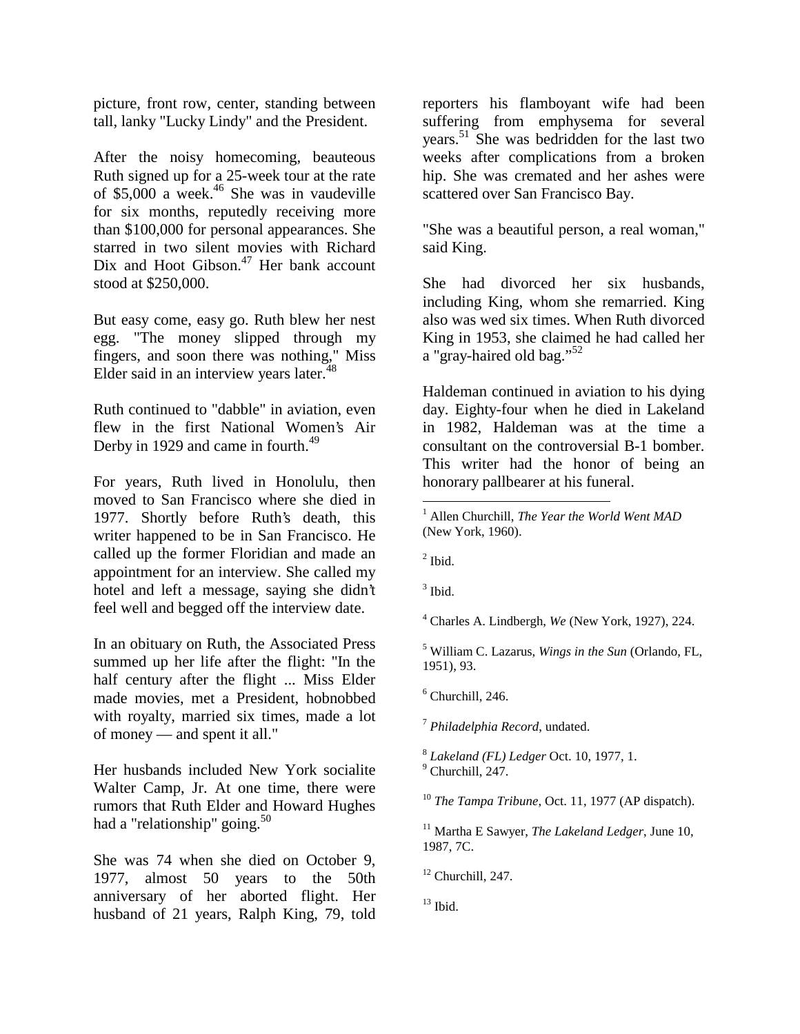picture, front row, center, standing between tall, lanky "Lucky Lindy" and the President.

After the noisy homecoming, beauteous Ruth signed up for a 25-week tour at the rate of $5,000 a week.[46] She was in vaudeville for six months, reputedly receiving more than $100,000 for personal appearances. She starred in two silent movies with Richard Dix and Hoot Gibson.[47] Her bank account stood at $250,000.

But easy come, easy go. Ruth blew her nest egg. "The money slipped through my fingers, and soon there was nothing," Miss Elder said in an interview years later.[48]

Ruth continued to "dabble" in aviation, even flew in the first National Women's Air Derby in 1929 and came in fourth.[49]

For years, Ruth lived in Honolulu, then moved to San Francisco where she died in 1977. Shortly before Ruth's death, this writer happened to be in San Francisco. He called up the former Floridian and made an appointment for an interview. She called my hotel and left a message, saying she didn't feel well and begged off the interview date.

In an obituary on Ruth, the Associated Press summed up her life after the flight: "In the half century after the flight ... Miss Elder made movies, met a President, hobnobbed with royalty, married six times, made a lot of money — and spent it all."

Her husbands included New York socialite Walter Camp, Jr. At one time, there were rumors that Ruth Elder and Howard Hughes had a "relationship" going.[50]

She was 74 when she died on October 9, 1977, almost 50 years to the 50th anniversary of her aborted flight. Her husband of 21 years, Ralph King, 79, told reporters his flamboyant wife had been suffering from emphysema for several years.[51] She was bedridden for the last two weeks after complications from a broken hip. She was cremated and her ashes were scattered over San Francisco Bay.

"She was a beautiful person, a real woman," said King.

She had divorced her six husbands, including King, whom she remarried. King also was wed six times. When Ruth divorced King in 1953, she claimed he had called her a "gray-haired old bag."[52]

Haldeman continued in aviation to his dying day. Eighty-four when he died in Lakeland in 1982, Haldeman was at the time a consultant on the controversial B-1 bomber. This writer had the honor of being an honorary pallbearer at his funeral.

---

[1] Allen Churchill, *The Year the World Went MAD* (New York, 1960).

[2] Ibid.

[3] Ibid.

[4] Charles A. Lindbergh, *We* (New York, 1927), 224.

[5] William C. Lazarus, *Wings in the Sun* (Orlando, FL, 1951), 93.

[6] Churchill, 246.

[7] *Philadelphia Record*, undated.

[8] *Lakeland (FL) Ledger* Oct. 10, 1977, 1.

[9] Churchill, 247.

[10] *The Tampa Tribune*, Oct. 11, 1977 (AP dispatch).

[11] Martha E Sawyer, *The Lakeland Ledger*, June 10, 1987, 7C.

[12] Churchill, 247.

[13] Ibid.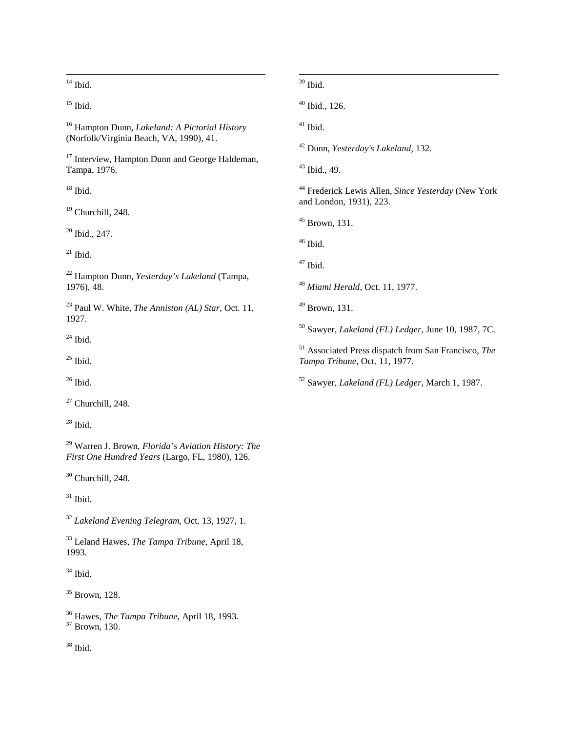[14] Ibid.

[15] Ibid.

[16] Hampton Dunn, *Lakeland: A Pictorial History* (Norfolk/Virginia Beach, VA, 1990), 41.

[17] Interview, Hampton Dunn and George Haldeman, Tampa, 1976.

[18] Ibid.

[19] Churchill, 248.

[20] Ibid., 247.

[21] Ibid.

[22] Hampton Dunn, *Yesterday's Lakeland* (Tampa, 1976), 48.

[23] Paul W. White, *The Anniston (AL) Star*, Oct. 11, 1927.

[24] Ibid.

[25] Ibid.

[26] Ibid.

[27] Churchill, 248.

[28] Ibid.

[29] Warren J. Brown, *Florida's Aviation History: The First One Hundred Years* (Largo, FL, 1980), 126.

[30] Churchill, 248.

[31] Ibid.

[32] *Lakeland Evening Telegram*, Oct. 13, 1927, 1.

[33] Leland Hawes, *The Tampa Tribune*, April 18, 1993.

[34] Ibid.

[35] Brown, 128.

[36] Hawes, *The Tampa Tribune*, April 18, 1993.

[37] Brown, 130.

[38] Ibid.

[39] Ibid.

[40] Ibid., 126.

[41] Ibid.

[42] Dunn, *Yesterday's Lakeland*, 132.

[43] Ibid., 49.

[44] Frederick Lewis Allen, *Since Yesterday* (New York and London, 1931), 223.

[45] Brown, 131.

[46] Ibid.

[47] Ibid.

[48] *Miami Herald*, Oct. 11, 1977.

[49] Brown, 131.

[50] Sawyer, *Lakeland (FL) Ledger*, June 10, 1987, 7C.

[51] Associated Press dispatch from San Francisco, *The Tampa Tribune*, Oct. 11, 1977.

[52] Sawyer, *Lakeland (FL) Ledger*, March 1, 1987.